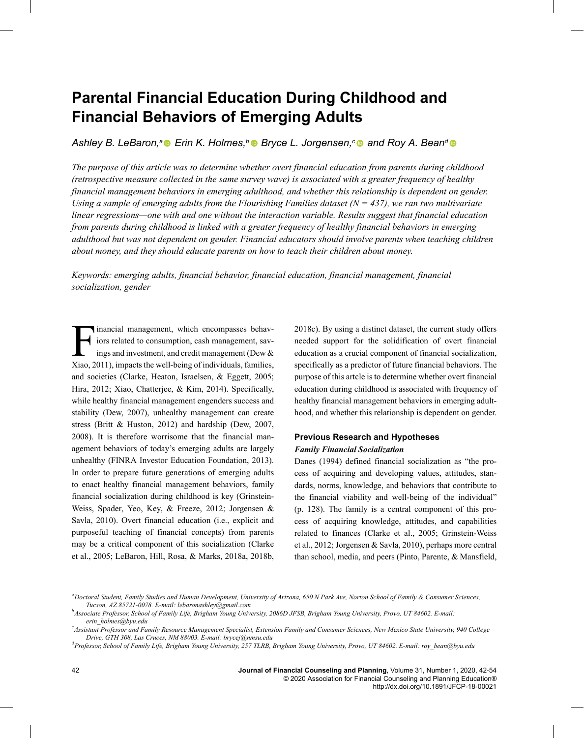# Parental Financial Education During Childhood and Financial Behaviors of Emerging Adults

*Ashley B. LeBaron,[a] Erin K. Holmes,[b] Bryce L. Jorgensen,[c] and Roy A. Bean[d]*

*The purpose of this article was to determine whether overt financial education from parents during childhood (retrospective measure collected in the same survey wave) is associated with a greater frequency of healthy financial management behaviors in emerging adulthood, and whether this relationship is dependent on gender. Using a sample of emerging adults from the Flourishing Families dataset (N = 437), we ran two multivariate linear regressions—one with and one without the interaction variable. Results suggest that financial education from parents during childhood is linked with a greater frequency of healthy financial behaviors in emerging adulthood but was not dependent on gender. Financial educators should involve parents when teaching children about money, and they should educate parents on how to teach their children about money.*

*Keywords: emerging adults, financial behavior, financial education, financial management, financial socialization, gender*

Financial management, which encompasses behaviors related to consumption, cash management, savings and investment, and credit management (Dew & Xiao, 2011), impacts the well-being of individuals, families, and societies (Clarke, Heaton, Israelsen, & Eggett, 2005; Hira, 2012; Xiao, Chatterjee, & Kim, 2014). Specifically, while healthy financial management engenders success and stability (Dew, 2007), unhealthy management can create stress (Britt & Huston, 2012) and hardship (Dew, 2007, 2008). It is therefore worrisome that the financial management behaviors of today's emerging adults are largely unhealthy (FINRA Investor Education Foundation, 2013). In order to prepare future generations of emerging adults to enact healthy financial management behaviors, family financial socialization during childhood is key (Grinstein-Weiss, Spader, Yeo, Key, & Freeze, 2012; Jorgensen & Savla, 2010). Overt financial education (i.e., explicit and purposeful teaching of financial concepts) from parents may be a critical component of this socialization (Clarke et al., 2005; LeBaron, Hill, Rosa, & Marks, 2018a, 2018b, 2018c). By using a distinct dataset, the current study offers needed support for the solidification of overt financial education as a crucial component of financial socialization, specifically as a predictor of future financial behaviors. The purpose of this artcle is to determine whether overt financial education during childhood is associated with frequency of healthy financial management behaviors in emerging adulthood, and whether this relationship is dependent gender.

## Previous Research and Hypotheses

### *Family Financial Socialization*

Danes (1994) defined financial socialization as "the process of acquiring and developing values, attitudes, standards, norms, knowledge, and behaviors that contribute to the financial viability and well-being of the individual" (p. 128). The family is a central component of this process of acquiring knowledge, attitudes, and capabilities related to finances (Clarke et al., 2005; Grinstein-Weiss et al., 2012; Jorgensen & Savla, 2010), perhaps more central than school, media, and peers (Pinto, Parente, & Mansfield,

[a] *Doctoral Student, Family Studies and Human Development, University of Arizona, 650 N Park Ave, Norton School of Family & Consumer Sciences, Tucson, AZ 85721-0078. E-mail: lebaronashley@gmail.com*

[b] *Associate Professor, School of Family Life, Brigham Young University, 2086D JFSB, Brigham Young University, Provo, UT 84602. E-mail: erin_holmes@byu.edu*

[c] *Assistant Professor and Family Resource Management Specialist, Extension Family and Consumer Sciences, New Mexico State University, 940 College Drive, GTH 308, Las Cruces, NM 88003. E-mail: brycej@nmsu.edu*

[d] *Professor, School of Family Life, Brigham Young University, 257 TLRB, Brigham Young University, Provo, UT 84602. E-mail: roy_bean@byu.edu*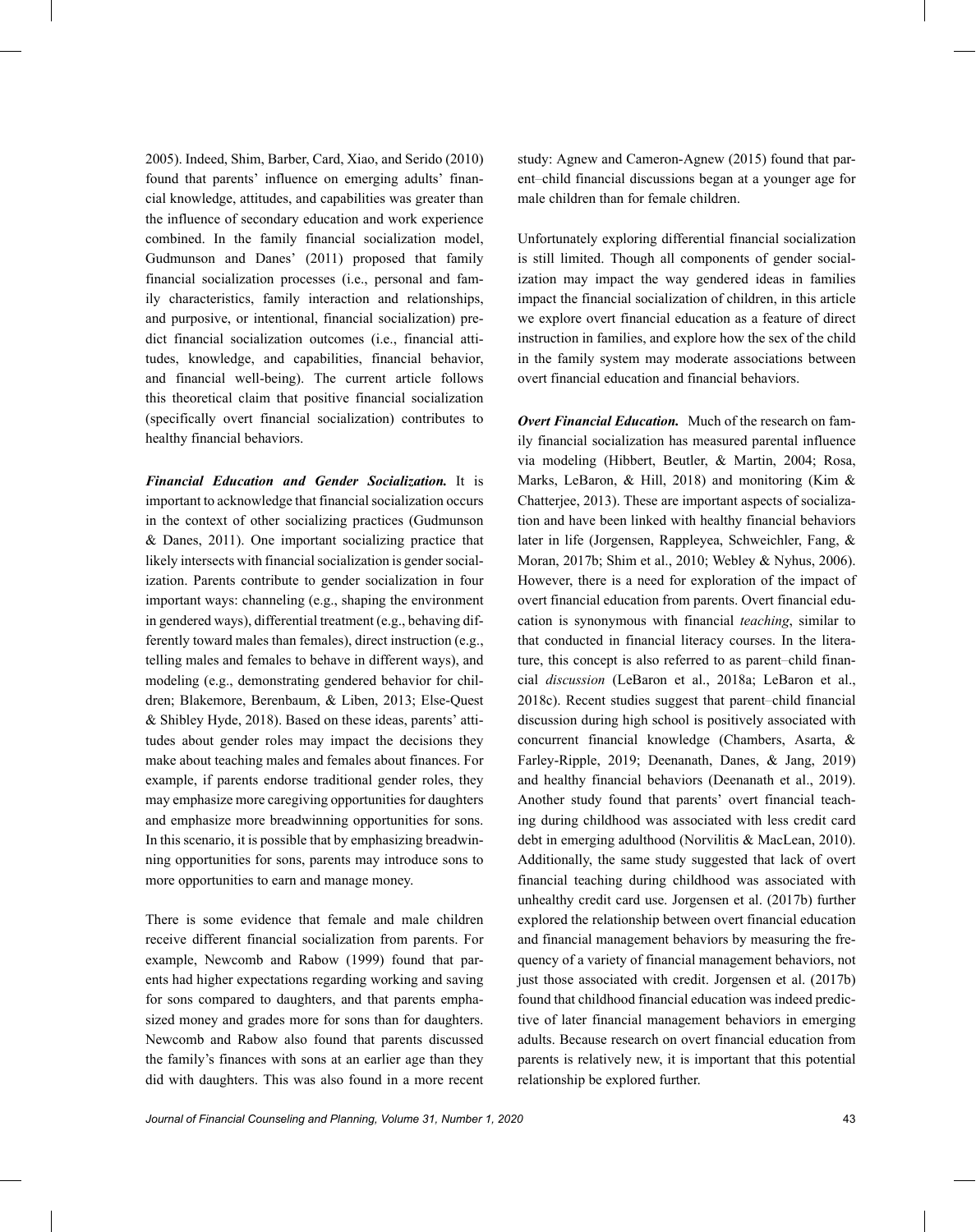2005). Indeed, Shim, Barber, Card, Xiao, and Serido (2010) found that parents' influence on emerging adults' financial knowledge, attitudes, and capabilities was greater than the influence of secondary education and work experience combined. In the family financial socialization model, Gudmunson and Danes' (2011) proposed that family financial socialization processes (i.e., personal and family characteristics, family interaction and relationships, and purposive, or intentional, financial socialization) predict financial socialization outcomes (i.e., financial attitudes, knowledge, and capabilities, financial behavior, and financial well-being). The current article follows this theoretical claim that positive financial socialization (specifically overt financial socialization) contributes to healthy financial behaviors.

***Financial Education and Gender Socialization.*** It is important to acknowledge that financial socialization occurs in the context of other socializing practices (Gudmunson & Danes, 2011). One important socializing practice that likely intersects with financial socialization is gender socialization. Parents contribute to gender socialization in four important ways: channeling (e.g., shaping the environment in gendered ways), differential treatment (e.g., behaving differently toward males than females), direct instruction (e.g., telling males and females to behave in different ways), and modeling (e.g., demonstrating gendered behavior for children; Blakemore, Berenbaum, & Liben, 2013; Else-Quest & Shibley Hyde, 2018). Based on these ideas, parents' attitudes about gender roles may impact the decisions they make about teaching males and females about finances. For example, if parents endorse traditional gender roles, they may emphasize more caregiving opportunities for daughters and emphasize more breadwinning opportunities for sons. In this scenario, it is possible that by emphasizing breadwinning opportunities for sons, parents may introduce sons to more opportunities to earn and manage money.

There is some evidence that female and male children receive different financial socialization from parents. For example, Newcomb and Rabow (1999) found that parents had higher expectations regarding working and saving for sons compared to daughters, and that parents emphasized money and grades more for sons than for daughters. Newcomb and Rabow also found that parents discussed the family's finances with sons at an earlier age than they did with daughters. This was also found in a more recent study: Agnew and Cameron-Agnew (2015) found that parent–child financial discussions began at a younger age for male children than for female children.

Unfortunately exploring differential financial socialization is still limited. Though all components of gender socialization may impact the way gendered ideas in families impact the financial socialization of children, in this article we explore overt financial education as a feature of direct instruction in families, and explore how the sex of the child in the family system may moderate associations between overt financial education and financial behaviors.

***Overt Financial Education.*** Much of the research on family financial socialization has measured parental influence via modeling (Hibbert, Beutler, & Martin, 2004; Rosa, Marks, LeBaron, & Hill, 2018) and monitoring (Kim & Chatterjee, 2013). These are important aspects of socialization and have been linked with healthy financial behaviors later in life (Jorgensen, Rappleyea, Schweichler, Fang, & Moran, 2017b; Shim et al., 2010; Webley & Nyhus, 2006). However, there is a need for exploration of the impact of overt financial education from parents. Overt financial education is synonymous with financial *teaching*, similar to that conducted in financial literacy courses. In the literature, this concept is also referred to as parent–child financial *discussion* (LeBaron et al., 2018a; LeBaron et al., 2018c). Recent studies suggest that parent–child financial discussion during high school is positively associated with concurrent financial knowledge (Chambers, Asarta, & Farley-Ripple, 2019; Deenanath, Danes, & Jang, 2019) and healthy financial behaviors (Deenanath et al., 2019). Another study found that parents' overt financial teaching during childhood was associated with less credit card debt in emerging adulthood (Norvilitis & MacLean, 2010). Additionally, the same study suggested that lack of overt financial teaching during childhood was associated with unhealthy credit card use. Jorgensen et al. (2017b) further explored the relationship between overt financial education and financial management behaviors by measuring the frequency of a variety of financial management behaviors, not just those associated with credit. Jorgensen et al. (2017b) found that childhood financial education was indeed predictive of later financial management behaviors in emerging adults. Because research on overt financial education from parents is relatively new, it is important that this potential relationship be explored further.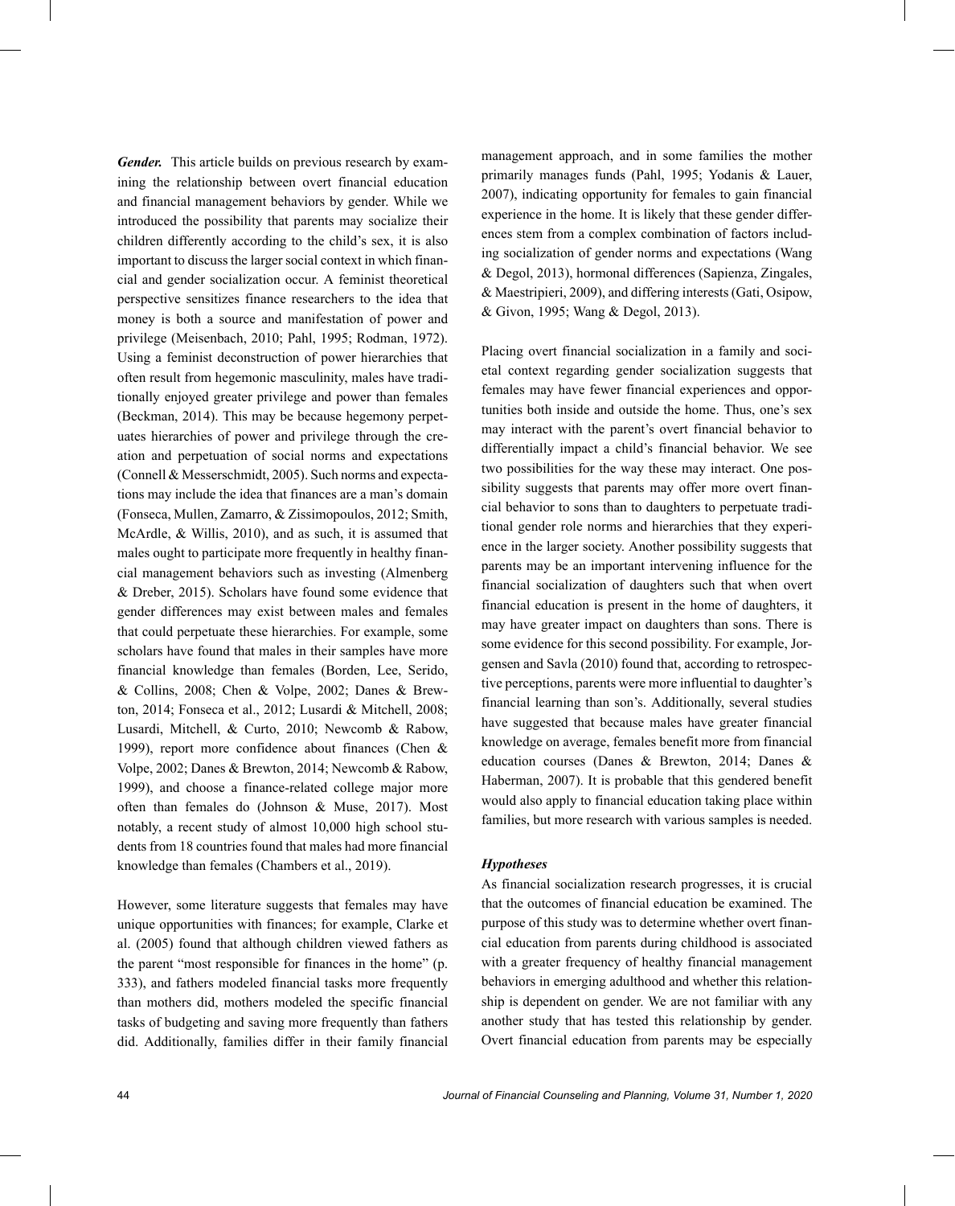***Gender.*** This article builds on previous research by examining the relationship between overt financial education and financial management behaviors by gender. While we introduced the possibility that parents may socialize their children differently according to the child's sex, it is also important to discuss the larger social context in which financial and gender socialization occur. A feminist theoretical perspective sensitizes finance researchers to the idea that money is both a source and manifestation of power and privilege (Meisenbach, 2010; Pahl, 1995; Rodman, 1972). Using a feminist deconstruction of power hierarchies that often result from hegemonic masculinity, males have traditionally enjoyed greater privilege and power than females (Beckman, 2014). This may be because hegemony perpetuates hierarchies of power and privilege through the creation and perpetuation of social norms and expectations (Connell & Messerschmidt, 2005). Such norms and expectations may include the idea that finances are a man's domain (Fonseca, Mullen, Zamarro, & Zissimopoulos, 2012; Smith, McArdle, & Willis, 2010), and as such, it is assumed that males ought to participate more frequently in healthy financial management behaviors such as investing (Almenberg & Dreber, 2015). Scholars have found some evidence that gender differences may exist between males and females that could perpetuate these hierarchies. For example, some scholars have found that males in their samples have more financial knowledge than females (Borden, Lee, Serido, & Collins, 2008; Chen & Volpe, 2002; Danes & Brewton, 2014; Fonseca et al., 2012; Lusardi & Mitchell, 2008; Lusardi, Mitchell, & Curto, 2010; Newcomb & Rabow, 1999), report more confidence about finances (Chen & Volpe, 2002; Danes & Brewton, 2014; Newcomb & Rabow, 1999), and choose a finance-related college major more often than females do (Johnson & Muse, 2017). Most notably, a recent study of almost 10,000 high school students from 18 countries found that males had more financial knowledge than females (Chambers et al., 2019).

However, some literature suggests that females may have unique opportunities with finances; for example, Clarke et al. (2005) found that although children viewed fathers as the parent "most responsible for finances in the home" (p. 333), and fathers modeled financial tasks more frequently than mothers did, mothers modeled the specific financial tasks of budgeting and saving more frequently than fathers did. Additionally, families differ in their family financial management approach, and in some families the mother primarily manages funds (Pahl, 1995; Yodanis & Lauer, 2007), indicating opportunity for females to gain financial experience in the home. It is likely that these gender differences stem from a complex combination of factors including socialization of gender norms and expectations (Wang & Degol, 2013), hormonal differences (Sapienza, Zingales, & Maestripieri, 2009), and differing interests (Gati, Osipow, & Givon, 1995; Wang & Degol, 2013).

Placing overt financial socialization in a family and societal context regarding gender socialization suggests that females may have fewer financial experiences and opportunities both inside and outside the home. Thus, one's sex may interact with the parent's overt financial behavior to differentially impact a child's financial behavior. We see two possibilities for the way these may interact. One possibility suggests that parents may offer more overt financial behavior to sons than to daughters to perpetuate traditional gender role norms and hierarchies that they experience in the larger society. Another possibility suggests that parents may be an important intervening influence for the financial socialization of daughters such that when overt financial education is present in the home of daughters, it may have greater impact on daughters than sons. There is some evidence for this second possibility. For example, Jorgensen and Savla (2010) found that, according to retrospective perceptions, parents were more influential to daughter's financial learning than son's. Additionally, several studies have suggested that because males have greater financial knowledge on average, females benefit more from financial education courses (Danes & Brewton, 2014; Danes & Haberman, 2007). It is probable that this gendered benefit would also apply to financial education taking place within families, but more research with various samples is needed.

### *Hypotheses*

As financial socialization research progresses, it is crucial that the outcomes of financial education be examined. The purpose of this study was to determine whether overt financial education from parents during childhood is associated with a greater frequency of healthy financial management behaviors in emerging adulthood and whether this relationship is dependent on gender. We are not familiar with any another study that has tested this relationship by gender. Overt financial education from parents may be especially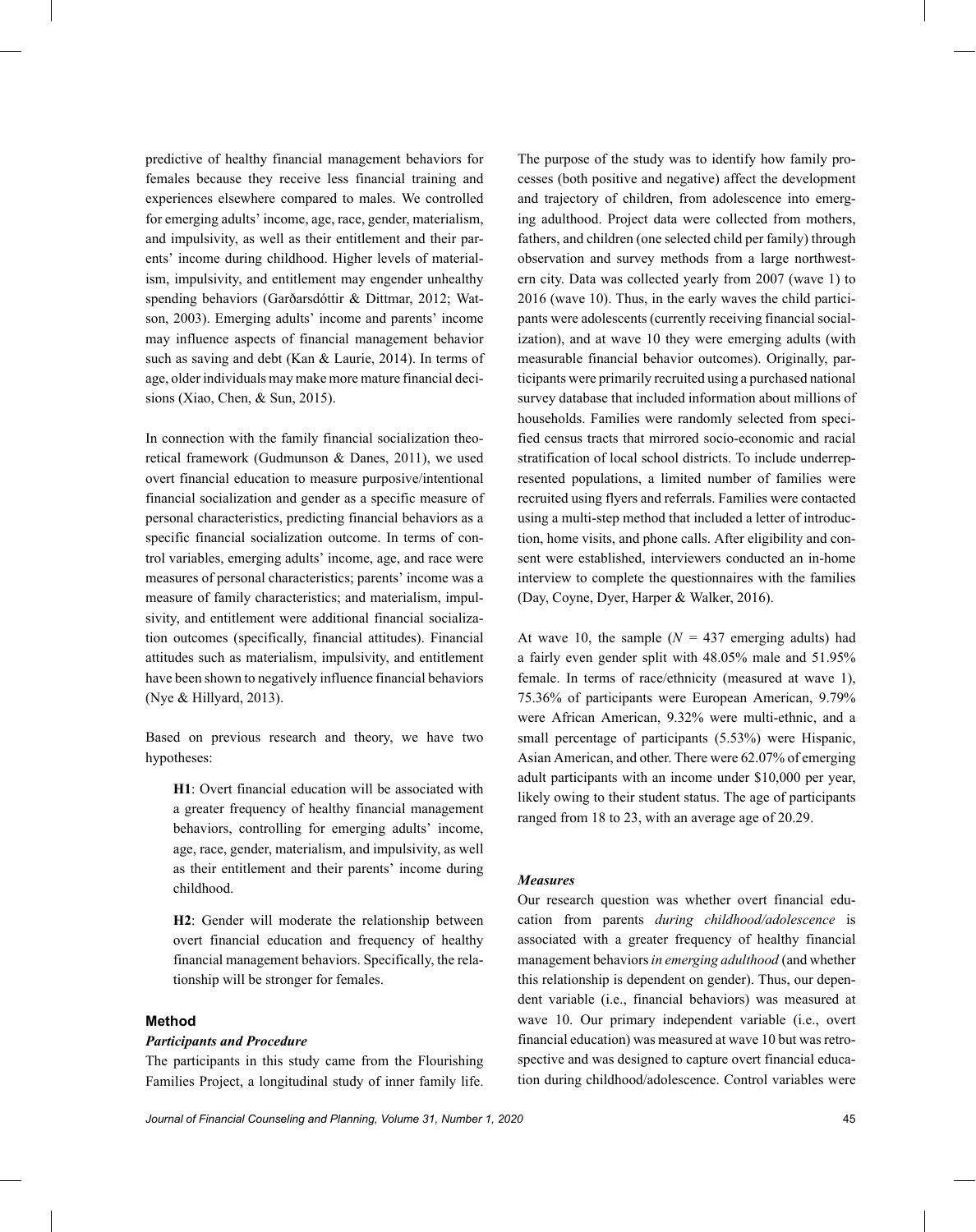predictive of healthy financial management behaviors for females because they receive less financial training and experiences elsewhere compared to males. We controlled for emerging adults' income, age, race, gender, materialism, and impulsivity, as well as their entitlement and their parents' income during childhood. Higher levels of materialism, impulsivity, and entitlement may engender unhealthy spending behaviors (Garðarsdóttir & Dittmar, 2012; Watson, 2003). Emerging adults' income and parents' income may influence aspects of financial management behavior such as saving and debt (Kan & Laurie, 2014). In terms of age, older individuals may make more mature financial decisions (Xiao, Chen, & Sun, 2015).

In connection with the family financial socialization theoretical framework (Gudmunson & Danes, 2011), we used overt financial education to measure purposive/intentional financial socialization and gender as a specific measure of personal characteristics, predicting financial behaviors as a specific financial socialization outcome. In terms of control variables, emerging adults' income, age, and race were measures of personal characteristics; parents' income was a measure of family characteristics; and materialism, impulsivity, and entitlement were additional financial socialization outcomes (specifically, financial attitudes). Financial attitudes such as materialism, impulsivity, and entitlement have been shown to negatively influence financial behaviors (Nye & Hillyard, 2013).

Based on previous research and theory, we have two hypotheses:

> **H1**: Overt financial education will be associated with a greater frequency of healthy financial management behaviors, controlling for emerging adults' income, age, race, gender, materialism, and impulsivity, as well as their entitlement and their parents' income during childhood.

> **H2**: Gender will moderate the relationship between overt financial education and frequency of healthy financial management behaviors. Specifically, the relationship will be stronger for females.

## Method

### *Participants and Procedure*

The participants in this study came from the Flourishing Families Project, a longitudinal study of inner family life. The purpose of the study was to identify how family processes (both positive and negative) affect the development and trajectory of children, from adolescence into emerging adulthood. Project data were collected from mothers, fathers, and children (one selected child per family) through observation and survey methods from a large northwestern city. Data was collected yearly from 2007 (wave 1) to 2016 (wave 10). Thus, in the early waves the child participants were adolescents (currently receiving financial socialization), and at wave 10 they were emerging adults (with measurable financial behavior outcomes). Originally, participants were primarily recruited using a purchased national survey database that included information about millions of households. Families were randomly selected from specified census tracts that mirrored socio-economic and racial stratification of local school districts. To include underrepresented populations, a limited number of families were recruited using flyers and referrals. Families were contacted using a multi-step method that included a letter of introduction, home visits, and phone calls. After eligibility and consent were established, interviewers conducted an in-home interview to complete the questionnaires with the families (Day, Coyne, Dyer, Harper & Walker, 2016).

At wave 10, the sample ($N$ = 437 emerging adults) had a fairly even gender split with 48.05% male and 51.95% female. In terms of race/ethnicity (measured at wave 1), 75.36% of participants were European American, 9.79% were African American, 9.32% were multi-ethnic, and a small percentage of participants (5.53%) were Hispanic, Asian American, and other. There were 62.07% of emerging adult participants with an income under $10,000 per year, likely owing to their student status. The age of participants ranged from 18 to 23, with an average age of 20.29.

### *Measures*

Our research question was whether overt financial education from parents *during childhood/adolescence* is associated with a greater frequency of healthy financial management behaviors *in emerging adulthood* (and whether this relationship is dependent on gender). Thus, our dependent variable (i.e., financial behaviors) was measured at wave 10. Our primary independent variable (i.e., overt financial education) was measured at wave 10 but was retrospective and was designed to capture overt financial education during childhood/adolescence. Control variables were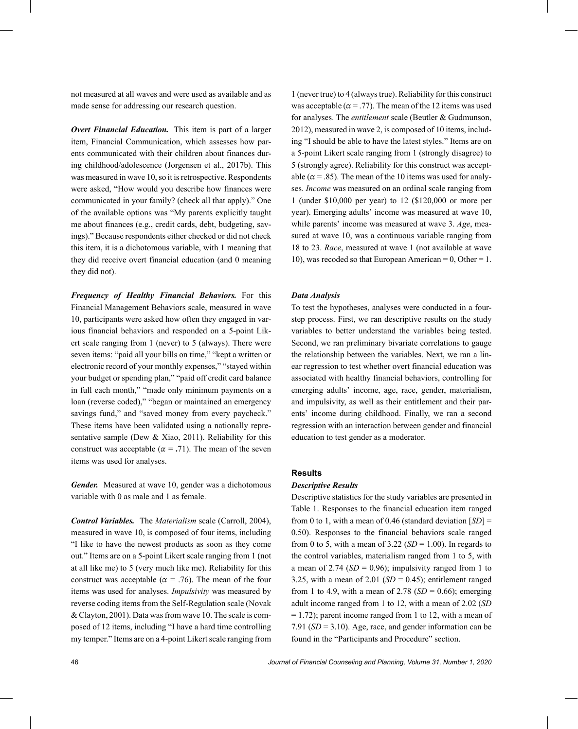not measured at all waves and were used as available and as made sense for addressing our research question.

***Overt Financial Education.*** This item is part of a larger item, Financial Communication, which assesses how parents communicated with their children about finances during childhood/adolescence (Jorgensen et al., 2017b). This was measured in wave 10, so it is retrospective. Respondents were asked, "How would you describe how finances were communicated in your family? (check all that apply)." One of the available options was "My parents explicitly taught me about finances (e.g., credit cards, debt, budgeting, savings)." Because respondents either checked or did not check this item, it is a dichotomous variable, with 1 meaning that they did receive overt financial education (and 0 meaning they did not).

***Frequency of Healthy Financial Behaviors.*** For this Financial Management Behaviors scale, measured in wave 10, participants were asked how often they engaged in various financial behaviors and responded on a 5-point Likert scale ranging from 1 (never) to 5 (always). There were seven items: "paid all your bills on time," "kept a written or electronic record of your monthly expenses," "stayed within your budget or spending plan," "paid off credit card balance in full each month," "made only minimum payments on a loan (reverse coded)," "began or maintained an emergency savings fund," and "saved money from every paycheck." These items have been validated using a nationally representative sample (Dew & Xiao, 2011). Reliability for this construct was acceptable ($\alpha$ = **.**71). The mean of the seven items was used for analyses.

***Gender.*** Measured at wave 10, gender was a dichotomous variable with 0 as male and 1 as female.

***Control Variables.*** The *Materialism* scale (Carroll, 2004), measured in wave 10, is composed of four items, including "I like to have the newest products as soon as they come out." Items are on a 5-point Likert scale ranging from 1 (not at all like me) to 5 (very much like me). Reliability for this construct was acceptable ($\alpha$ = .76). The mean of the four items was used for analyses. *Impulsivity* was measured by reverse coding items from the Self-Regulation scale (Novak & Clayton, 2001). Data was from wave 10. The scale is composed of 12 items, including "I have a hard time controlling my temper." Items are on a 4-point Likert scale ranging from 1 (never true) to 4 (always true). Reliability for this construct was acceptable ($\alpha$ = .77). The mean of the 12 items was used for analyses. The *entitlement* scale (Beutler & Gudmunson, 2012), measured in wave 2, is composed of 10 items, including "I should be able to have the latest styles." Items are on a 5-point Likert scale ranging from 1 (strongly disagree) to 5 (strongly agree). Reliability for this construct was acceptable ($\alpha$ = .85). The mean of the 10 items was used for analyses. *Income* was measured on an ordinal scale ranging from 1 (under $10,000 per year) to 12 ($120,000 or more per year). Emerging adults' income was measured at wave 10, while parents' income was measured at wave 3. *Age*, measured at wave 10, was a continuous variable ranging from 18 to 23. *Race*, measured at wave 1 (not available at wave 10), was recoded so that European American = 0, Other = 1.

### *Data Analysis*

To test the hypotheses, analyses were conducted in a four-step process. First, we ran descriptive results on the study variables to better understand the variables being tested. Second, we ran preliminary bivariate correlations to gauge the relationship between the variables. Next, we ran a linear regression to test whether overt financial education was associated with healthy financial behaviors, controlling for emerging adults' income, age, race, gender, materialism, and impulsivity, as well as their entitlement and their parents' income during childhood. Finally, we ran a second regression with an interaction between gender and financial education to test gender as a moderator.

## Results

### *Descriptive Results*

Descriptive statistics for the study variables are presented in Table 1. Responses to the financial education item ranged from 0 to 1, with a mean of 0.46 (standard deviation [*SD*] = 0.50). Responses to the financial behaviors scale ranged from 0 to 5, with a mean of 3.22 (*SD* = 1.00). In regards to the control variables, materialism ranged from 1 to 5, with a mean of 2.74 (*SD* = 0.96); impulsivity ranged from 1 to 3.25, with a mean of 2.01 (*SD* = 0.45); entitlement ranged from 1 to 4.9, with a mean of 2.78 (*SD* = 0.66); emerging adult income ranged from 1 to 12, with a mean of 2.02 (*SD* = 1.72); parent income ranged from 1 to 12, with a mean of 7.91 (*SD* = 3.10). Age, race, and gender information can be found in the "Participants and Procedure" section.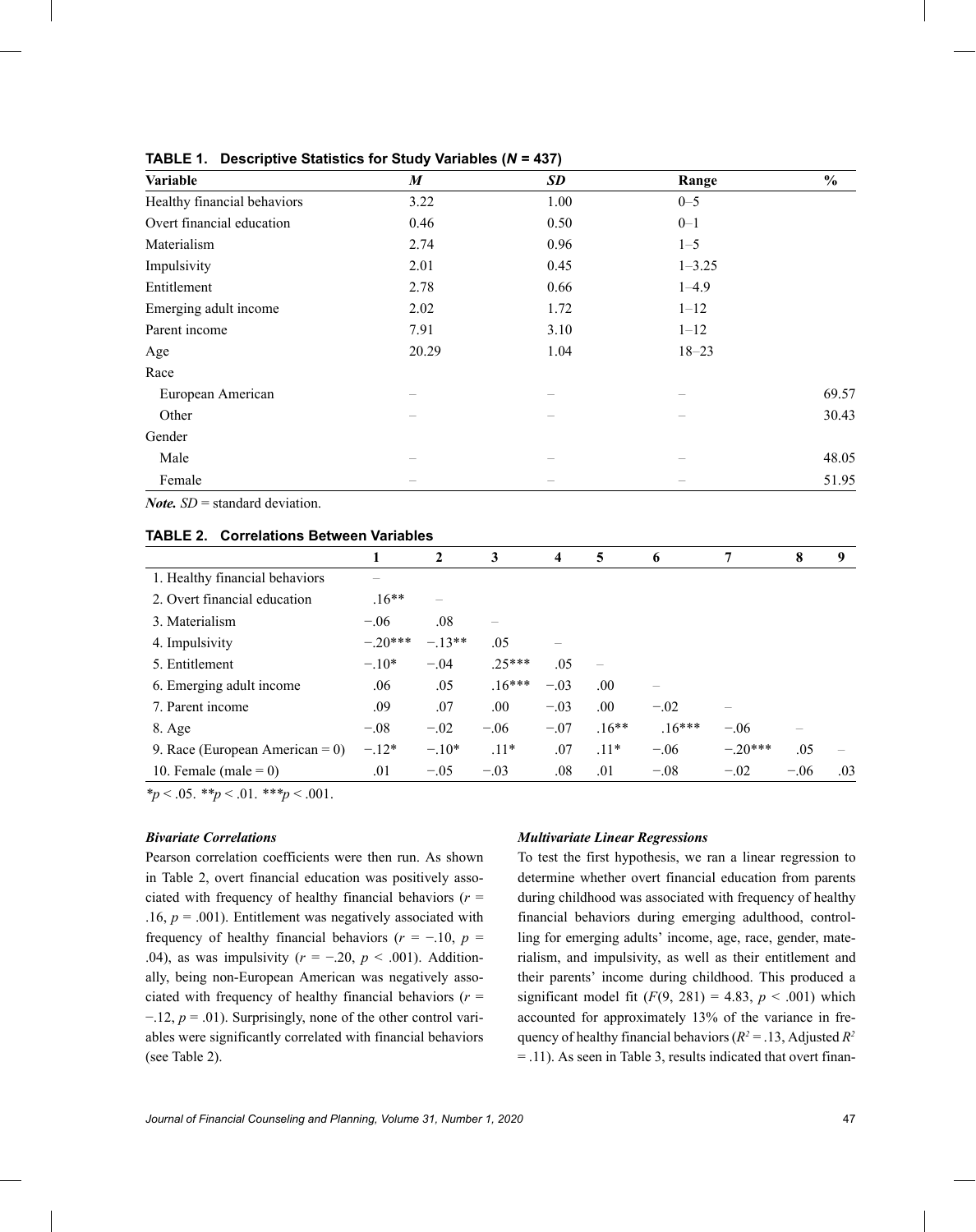**TABLE 1. Descriptive Statistics for Study Variables (*N* = 437)**

| Variable | *M* | *SD* | Range | % |
|---|---|---|---|---|
| Healthy financial behaviors | 3.22 | 1.00 | 0–5 | |
| Overt financial education | 0.46 | 0.50 | 0–1 | |
| Materialism | 2.74 | 0.96 | 1–5 | |
| Impulsivity | 2.01 | 0.45 | 1–3.25 | |
| Entitlement | 2.78 | 0.66 | 1–4.9 | |
| Emerging adult income | 2.02 | 1.72 | 1–12 | |
| Parent income | 7.91 | 3.10 | 1–12 | |
| Age | 20.29 | 1.04 | 18–23 | |
| Race | | | | |
| European American | – | – | – | 69.57 |
| Other | – | – | – | 30.43 |
| Gender | | | | |
| Male | – | – | – | 48.05 |
| Female | – | – | – | 51.95 |

***Note.*** *SD* = standard deviation.

**TABLE 2. Correlations Between Variables**

| | 1 | 2 | 3 | 4 | 5 | 6 | 7 | 8 | 9 |
|---|---|---|---|---|---|---|---|---|---|
| 1. Healthy financial behaviors | – | | | | | | | | |
| 2. Overt financial education | .16** | – | | | | | | | |
| 3. Materialism | −.06 | .08 | – | | | | | | |
| 4. Impulsivity | −.20*** | −.13** | .05 | – | | | | | |
| 5. Entitlement | −.10* | −.04 | .25*** | .05 | – | | | | |
| 6. Emerging adult income | .06 | .05 | .16*** | −.03 | .00 | – | | | |
| 7. Parent income | .09 | .07 | .00 | −.03 | .00 | −.02 | – | | |
| 8. Age | −.08 | −.02 | −.06 | −.07 | .16** | .16*** | −.06 | – | |
| 9. Race (European American = 0) | −.12* | −.10* | .11* | .07 | .11* | −.06 | −.20*** | .05 | – |
| 10. Female (male = 0) | .01 | −.05 | −.03 | .08 | .01 | −.08 | −.02 | −.06 | .03 |

*$p < .05$. **$p < .01$. ***$p < .001$.

### *Bivariate Correlations*

Pearson correlation coefficients were then run. As shown in Table 2, overt financial education was positively associated with frequency of healthy financial behaviors ($r = .16$, $p = .001$). Entitlement was negatively associated with frequency of healthy financial behaviors ($r = −.10$, $p = .04$), as was impulsivity ($r = −.20$, $p < .001$). Additionally, being non-European American was negatively associated with frequency of healthy financial behaviors ($r = −.12$, $p = .01$). Surprisingly, none of the other control variables were significantly correlated with financial behaviors (see Table 2).

### *Multivariate Linear Regressions*

To test the first hypothesis, we ran a linear regression to determine whether overt financial education from parents during childhood was associated with frequency of healthy financial behaviors during emerging adulthood, controlling for emerging adults' income, age, race, gender, materialism, and impulsivity, as well as their entitlement and their parents' income during childhood. This produced a significant model fit ($F(9, 281) = 4.83$, $p < .001$) which accounted for approximately 13% of the variance in frequency of healthy financial behaviors ($R^2 = .13$, Adjusted $R^2 = .11$). As seen in Table 3, results indicated that overt finan-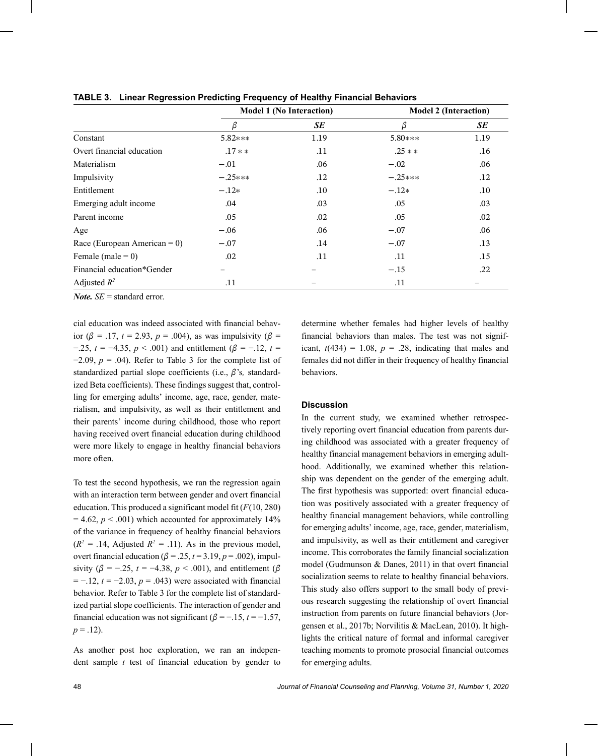**TABLE 3. Linear Regression Predicting Frequency of Healthy Financial Behaviors**

| | Model 1 (No Interaction) | | Model 2 (Interaction) | |
|---|---|---|---|---|
| | $\beta$ | *SE* | $\beta$ | *SE* |
| Constant | 5.82*** | 1.19 | 5.80*** | 1.19 |
| Overt financial education | .17** | .11 | .25** | .16 |
| Materialism | −.01 | .06 | −.02 | .06 |
| Impulsivity | −.25*** | .12 | −.25*** | .12 |
| Entitlement | −.12* | .10 | −.12* | .10 |
| Emerging adult income | .04 | .03 | .05 | .03 |
| Parent income | .05 | .02 | .05 | .02 |
| Age | −.06 | .06 | −.07 | .06 |
| Race (European American = 0) | −.07 | .14 | −.07 | .13 |
| Female (male = 0) | .02 | .11 | .11 | .15 |
| Financial education*Gender | – | – | −.15 | .22 |
| Adjusted $R^2$ | .11 | – | .11 | – |

***Note.*** *SE* = standard error.

cial education was indeed associated with financial behavior ($\beta$ = .17, $t$ = 2.93, $p$ = .004), as was impulsivity ($\beta$ = −.25, $t$ = −4.35, $p$ < .001) and entitlement ($\beta$ = −.12, $t$ = −2.09, $p$ = .04). Refer to Table 3 for the complete list of standardized partial slope coefficients (i.e., $\beta$'s*,* standardized Beta coefficients). These findings suggest that, controlling for emerging adults' income, age, race, gender, materialism, and impulsivity, as well as their entitlement and their parents' income during childhood, those who report having received overt financial education during childhood were more likely to engage in healthy financial behaviors more often.

To test the second hypothesis, we ran the regression again with an interaction term between gender and overt financial education. This produced a significant model fit ($F$(10, 280) = 4.62, $p$ < .001) which accounted for approximately 14% of the variance in frequency of healthy financial behaviors ($R^2$ = .14, Adjusted $R^2$ = .11). As in the previous model, overt financial education ($\beta$ = .25, $t$ = 3.19, $p$ = .002), impulsivity ($\beta$ = −.25, $t$ = −4.38, $p$ < .001), and entitlement ($\beta$ = −.12, $t$ = −2.03, $p$ = .043) were associated with financial behavior. Refer to Table 3 for the complete list of standardized partial slope coefficients. The interaction of gender and financial education was not significant ($\beta$ = −.15, $t$ = −1.57, $p$ = .12).

As another post hoc exploration, we ran an independent sample $t$ test of financial education by gender to determine whether females had higher levels of healthy financial behaviors than males. The test was not significant, $t$(434) = 1.08, $p$ = .28, indicating that males and females did not differ in their frequency of healthy financial behaviors.

## Discussion

In the current study, we examined whether retrospectively reporting overt financial education from parents during childhood was associated with a greater frequency of healthy financial management behaviors in emerging adulthood. Additionally, we examined whether this relationship was dependent on the gender of the emerging adult. The first hypothesis was supported: overt financial education was positively associated with a greater frequency of healthy financial management behaviors, while controlling for emerging adults' income, age, race, gender, materialism, and impulsivity, as well as their entitlement and caregiver income. This corroborates the family financial socialization model (Gudmunson & Danes, 2011) in that overt financial socialization seems to relate to healthy financial behaviors. This study also offers support to the small body of previous research suggesting the relationship of overt financial instruction from parents on future financial behaviors (Jorgensen et al., 2017b; Norvilitis & MacLean, 2010). It highlights the critical nature of formal and informal caregiver teaching moments to promote prosocial financial outcomes for emerging adults.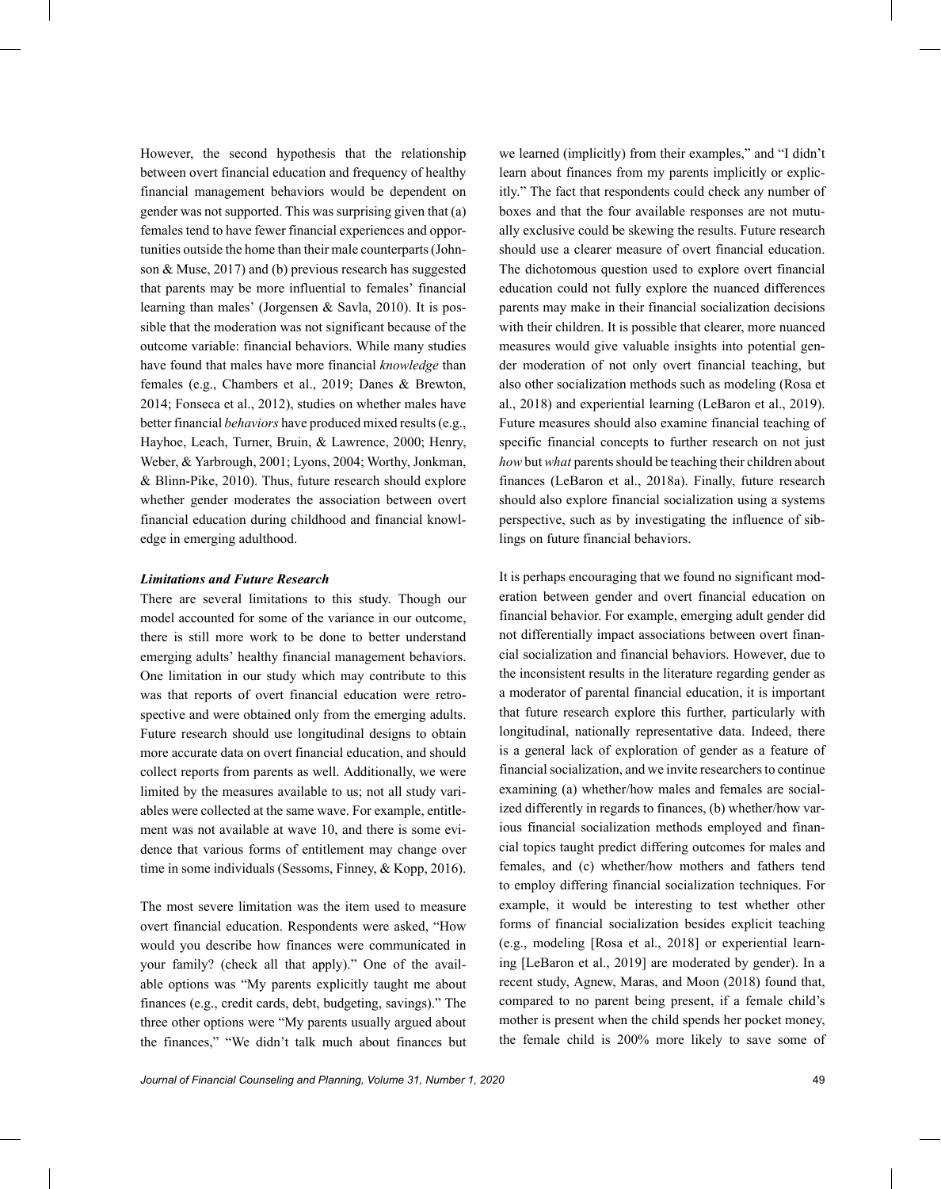However, the second hypothesis that the relationship between overt financial education and frequency of healthy financial management behaviors would be dependent on gender was not supported. This was surprising given that (a) females tend to have fewer financial experiences and opportunities outside the home than their male counterparts (Johnson & Muse, 2017) and (b) previous research has suggested that parents may be more influential to females' financial learning than males' (Jorgensen & Savla, 2010). It is possible that the moderation was not significant because of the outcome variable: financial behaviors. While many studies have found that males have more financial *knowledge* than females (e.g., Chambers et al., 2019; Danes & Brewton, 2014; Fonseca et al., 2012), studies on whether males have better financial *behaviors* have produced mixed results (e.g., Hayhoe, Leach, Turner, Bruin, & Lawrence, 2000; Henry, Weber, & Yarbrough, 2001; Lyons, 2004; Worthy, Jonkman, & Blinn-Pike, 2010). Thus, future research should explore whether gender moderates the association between overt financial education during childhood and financial knowledge in emerging adulthood.

### *Limitations and Future Research*

There are several limitations to this study. Though our model accounted for some of the variance in our outcome, there is still more work to be done to better understand emerging adults' healthy financial management behaviors. One limitation in our study which may contribute to this was that reports of overt financial education were retrospective and were obtained only from the emerging adults. Future research should use longitudinal designs to obtain more accurate data on overt financial education, and should collect reports from parents as well. Additionally, we were limited by the measures available to us; not all study variables were collected at the same wave. For example, entitlement was not available at wave 10, and there is some evidence that various forms of entitlement may change over time in some individuals (Sessoms, Finney, & Kopp, 2016).

The most severe limitation was the item used to measure overt financial education. Respondents were asked, "How would you describe how finances were communicated in your family? (check all that apply)." One of the available options was "My parents explicitly taught me about finances (e.g., credit cards, debt, budgeting, savings)." The three other options were "My parents usually argued about the finances," "We didn't talk much about finances but we learned (implicitly) from their examples," and "I didn't learn about finances from my parents implicitly or explicitly." The fact that respondents could check any number of boxes and that the four available responses are not mutually exclusive could be skewing the results. Future research should use a clearer measure of overt financial education. The dichotomous question used to explore overt financial education could not fully explore the nuanced differences parents may make in their financial socialization decisions with their children. It is possible that clearer, more nuanced measures would give valuable insights into potential gender moderation of not only overt financial teaching, but also other socialization methods such as modeling (Rosa et al., 2018) and experiential learning (LeBaron et al., 2019). Future measures should also examine financial teaching of specific financial concepts to further research on not just *how* but *what* parents should be teaching their children about finances (LeBaron et al., 2018a). Finally, future research should also explore financial socialization using a systems perspective, such as by investigating the influence of siblings on future financial behaviors.

It is perhaps encouraging that we found no significant moderation between gender and overt financial education on financial behavior. For example, emerging adult gender did not differentially impact associations between overt financial socialization and financial behaviors. However, due to the inconsistent results in the literature regarding gender as a moderator of parental financial education, it is important that future research explore this further, particularly with longitudinal, nationally representative data. Indeed, there is a general lack of exploration of gender as a feature of financial socialization, and we invite researchers to continue examining (a) whether/how males and females are socialized differently in regards to finances, (b) whether/how various financial socialization methods employed and financial topics taught predict differing outcomes for males and females, and (c) whether/how mothers and fathers tend to employ differing financial socialization techniques. For example, it would be interesting to test whether other forms of financial socialization besides explicit teaching (e.g., modeling [Rosa et al., 2018] or experiential learning [LeBaron et al., 2019] are moderated by gender). In a recent study, Agnew, Maras, and Moon (2018) found that, compared to no parent being present, if a female child's mother is present when the child spends her pocket money, the female child is 200% more likely to save some of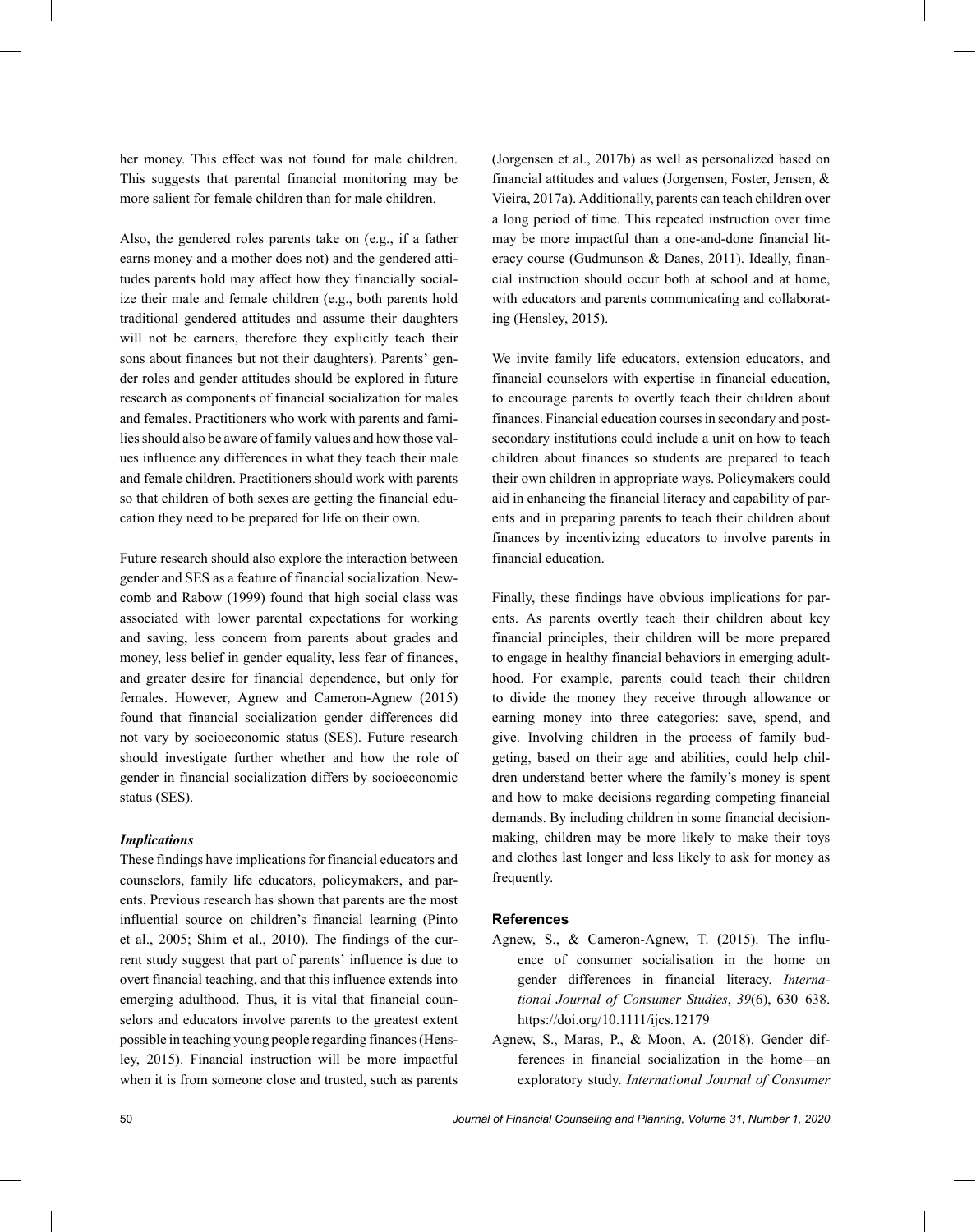her money. This effect was not found for male children. This suggests that parental financial monitoring may be more salient for female children than for male children.

Also, the gendered roles parents take on (e.g., if a father earns money and a mother does not) and the gendered attitudes parents hold may affect how they financially socialize their male and female children (e.g., both parents hold traditional gendered attitudes and assume their daughters will not be earners, therefore they explicitly teach their sons about finances but not their daughters). Parents' gender roles and gender attitudes should be explored in future research as components of financial socialization for males and females. Practitioners who work with parents and families should also be aware of family values and how those values influence any differences in what they teach their male and female children. Practitioners should work with parents so that children of both sexes are getting the financial education they need to be prepared for life on their own.

Future research should also explore the interaction between gender and SES as a feature of financial socialization. Newcomb and Rabow (1999) found that high social class was associated with lower parental expectations for working and saving, less concern from parents about grades and money, less belief in gender equality, less fear of finances, and greater desire for financial dependence, but only for females. However, Agnew and Cameron-Agnew (2015) found that financial socialization gender differences did not vary by socioeconomic status (SES). Future research should investigate further whether and how the role of gender in financial socialization differs by socioeconomic status (SES).

### *Implications*

These findings have implications for financial educators and counselors, family life educators, policymakers, and parents. Previous research has shown that parents are the most influential source on children's financial learning (Pinto et al., 2005; Shim et al., 2010). The findings of the current study suggest that part of parents' influence is due to overt financial teaching, and that this influence extends into emerging adulthood. Thus, it is vital that financial counselors and educators involve parents to the greatest extent possible in teaching young people regarding finances (Hensley, 2015). Financial instruction will be more impactful when it is from someone close and trusted, such as parents (Jorgensen et al., 2017b) as well as personalized based on financial attitudes and values (Jorgensen, Foster, Jensen, & Vieira, 2017a). Additionally, parents can teach children over a long period of time. This repeated instruction over time may be more impactful than a one-and-done financial literacy course (Gudmunson & Danes, 2011). Ideally, financial instruction should occur both at school and at home, with educators and parents communicating and collaborating (Hensley, 2015).

We invite family life educators, extension educators, and financial counselors with expertise in financial education, to encourage parents to overtly teach their children about finances. Financial education courses in secondary and postsecondary institutions could include a unit on how to teach children about finances so students are prepared to teach their own children in appropriate ways. Policymakers could aid in enhancing the financial literacy and capability of parents and in preparing parents to teach their children about finances by incentivizing educators to involve parents in financial education.

Finally, these findings have obvious implications for parents. As parents overtly teach their children about key financial principles, their children will be more prepared to engage in healthy financial behaviors in emerging adulthood. For example, parents could teach their children to divide the money they receive through allowance or earning money into three categories: save, spend, and give. Involving children in the process of family budgeting, based on their age and abilities, could help children understand better where the family's money is spent and how to make decisions regarding competing financial demands. By including children in some financial decision-making, children may be more likely to make their toys and clothes last longer and less likely to ask for money as frequently.

## References

Agnew, S., & Cameron-Agnew, T. (2015). The influence of consumer socialisation in the home on gender differences in financial literacy. *International Journal of Consumer Studies*, *39*(6), 630–638. https://doi.org/10.1111/ijcs.12179

Agnew, S., Maras, P., & Moon, A. (2018). Gender differences in financial socialization in the home—an exploratory study. *International Journal of Consumer*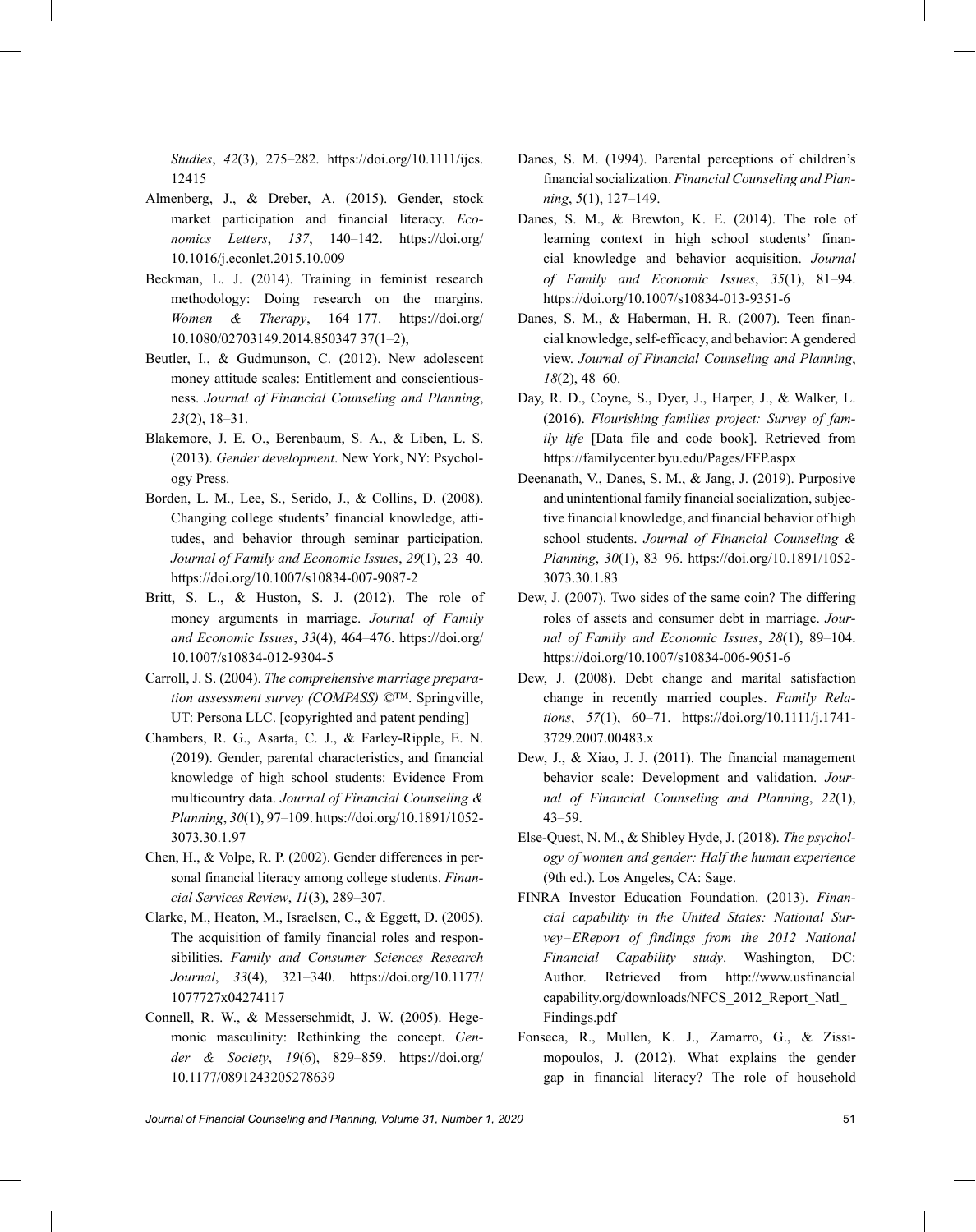*Studies*, *42*(3), 275–282. https://doi.org/10.1111/ijcs.12415

Almenberg, J., & Dreber, A. (2015). Gender, stock market participation and financial literacy. *Economics Letters*, *137*, 140–142. https://doi.org/10.1016/j.econlet.2015.10.009

Beckman, L. J. (2014). Training in feminist research methodology: Doing research on the margins. *Women & Therapy*, 164–177. https://doi.org/10.1080/02703149.2014.850347 37(1–2),

Beutler, I., & Gudmunson, C. (2012). New adolescent money attitude scales: Entitlement and conscientiousness. *Journal of Financial Counseling and Planning*, *23*(2), 18–31.

Blakemore, J. E. O., Berenbaum, S. A., & Liben, L. S. (2013). *Gender development*. New York, NY: Psychology Press.

Borden, L. M., Lee, S., Serido, J., & Collins, D. (2008). Changing college students' financial knowledge, attitudes, and behavior through seminar participation. *Journal of Family and Economic Issues*, *29*(1), 23–40. https://doi.org/10.1007/s10834-007-9087-2

Britt, S. L., & Huston, S. J. (2012). The role of money arguments in marriage. *Journal of Family and Economic Issues*, *33*(4), 464–476. https://doi.org/10.1007/s10834-012-9304-5

Carroll, J. S. (2004). *The comprehensive marriage preparation assessment survey (COMPASS)* ©™. Springville, UT: Persona LLC. [copyrighted and patent pending]

Chambers, R. G., Asarta, C. J., & Farley-Ripple, E. N. (2019). Gender, parental characteristics, and financial knowledge of high school students: Evidence From multicountry data. *Journal of Financial Counseling & Planning*, *30*(1), 97–109. https://doi.org/10.1891/1052-3073.30.1.97

Chen, H., & Volpe, R. P. (2002). Gender differences in personal financial literacy among college students. *Financial Services Review*, *11*(3), 289–307.

Clarke, M., Heaton, M., Israelsen, C., & Eggett, D. (2005). The acquisition of family financial roles and responsibilities. *Family and Consumer Sciences Research Journal*, *33*(4), 321–340. https://doi.org/10.1177/1077727x04274117

Connell, R. W., & Messerschmidt, J. W. (2005). Hegemonic masculinity: Rethinking the concept. *Gender & Society*, *19*(6), 829–859. https://doi.org/10.1177/0891243205278639

Danes, S. M. (1994). Parental perceptions of children's financial socialization. *Financial Counseling and Planning*, *5*(1), 127–149.

Danes, S. M., & Brewton, K. E. (2014). The role of learning context in high school students' financial knowledge and behavior acquisition. *Journal of Family and Economic Issues*, *35*(1), 81–94. https://doi.org/10.1007/s10834-013-9351-6

Danes, S. M., & Haberman, H. R. (2007). Teen financial knowledge, self-efficacy, and behavior: A gendered view. *Journal of Financial Counseling and Planning*, *18*(2), 48–60.

Day, R. D., Coyne, S., Dyer, J., Harper, J., & Walker, L. (2016). *Flourishing families project: Survey of family life* [Data file and code book]. Retrieved from https://familycenter.byu.edu/Pages/FFP.aspx

Deenanath, V., Danes, S. M., & Jang, J. (2019). Purposive and unintentional family financial socialization, subjective financial knowledge, and financial behavior of high school students. *Journal of Financial Counseling & Planning*, *30*(1), 83–96. https://doi.org/10.1891/1052-3073.30.1.83

Dew, J. (2007). Two sides of the same coin? The differing roles of assets and consumer debt in marriage. *Journal of Family and Economic Issues*, *28*(1), 89–104. https://doi.org/10.1007/s10834-006-9051-6

Dew, J. (2008). Debt change and marital satisfaction change in recently married couples. *Family Relations*, *57*(1), 60–71. https://doi.org/10.1111/j.1741-3729.2007.00483.x

Dew, J., & Xiao, J. J. (2011). The financial management behavior scale: Development and validation. *Journal of Financial Counseling and Planning*, *22*(1), 43–59.

Else-Quest, N. M., & Shibley Hyde, J. (2018). *The psychology of women and gender: Half the human experience* (9th ed.). Los Angeles, CA: Sage.

FINRA Investor Education Foundation. (2013). *Financial capability in the United States: National Survey–EReport of findings from the 2012 National Financial Capability study*. Washington, DC: Author. Retrieved from http://www.usfinancialcapability.org/downloads/NFCS_2012_Report_Natl_Findings.pdf

Fonseca, R., Mullen, K. J., Zamarro, G., & Zissimopoulos, J. (2012). What explains the gender gap in financial literacy? The role of household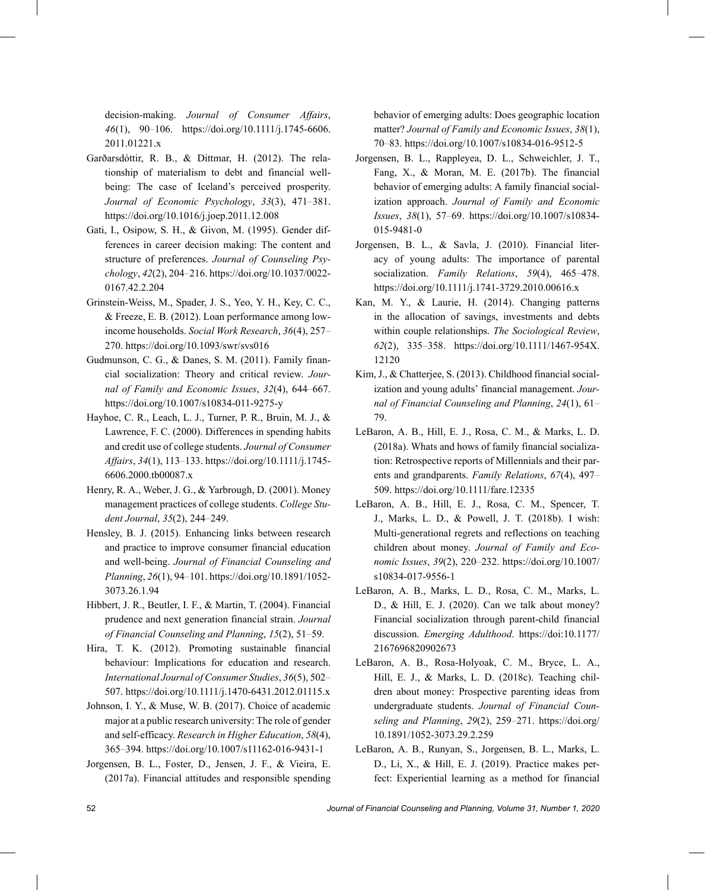decision-making. *Journal of Consumer Affairs*, *46*(1), 90–106. https://doi.org/10.1111/j.1745-6606.2011.01221.x

Garðarsdóttir, R. B., & Dittmar, H. (2012). The relationship of materialism to debt and financial well-being: The case of Iceland's perceived prosperity. *Journal of Economic Psychology*, *33*(3), 471–381. https://doi.org/10.1016/j.joep.2011.12.008

Gati, I., Osipow, S. H., & Givon, M. (1995). Gender differences in career decision making: The content and structure of preferences. *Journal of Counseling Psychology*, *42*(2), 204–216. https://doi.org/10.1037/0022-0167.42.2.204

Grinstein-Weiss, M., Spader, J. S., Yeo, Y. H., Key, C. C., & Freeze, E. B. (2012). Loan performance among low-income households. *Social Work Research*, *36*(4), 257–270. https://doi.org/10.1093/swr/svs016

Gudmunson, C. G., & Danes, S. M. (2011). Family financial socialization: Theory and critical review. *Journal of Family and Economic Issues*, *32*(4), 644–667. https://doi.org/10.1007/s10834-011-9275-y

Hayhoe, C. R., Leach, L. J., Turner, P. R., Bruin, M. J., & Lawrence, F. C. (2000). Differences in spending habits and credit use of college students. *Journal of Consumer Affairs*, *34*(1), 113–133. https://doi.org/10.1111/j.1745-6606.2000.tb00087.x

Henry, R. A., Weber, J. G., & Yarbrough, D. (2001). Money management practices of college students. *College Student Journal*, *35*(2), 244–249.

Hensley, B. J. (2015). Enhancing links between research and practice to improve consumer financial education and well-being. *Journal of Financial Counseling and Planning*, *26*(1), 94–101. https://doi.org/10.1891/1052-3073.26.1.94

Hibbert, J. R., Beutler, I. F., & Martin, T. (2004). Financial prudence and next generation financial strain. *Journal of Financial Counseling and Planning*, *15*(2), 51–59.

Hira, T. K. (2012). Promoting sustainable financial behaviour: Implications for education and research. *International Journal of Consumer Studies*, *36*(5), 502–507. https://doi.org/10.1111/j.1470-6431.2012.01115.x

Johnson, I. Y., & Muse, W. B. (2017). Choice of academic major at a public research university: The role of gender and self-efficacy. *Research in Higher Education*, *58*(4), 365–394. https://doi.org/10.1007/s11162-016-9431-1

Jorgensen, B. L., Foster, D., Jensen, J. F., & Vieira, E. (2017a). Financial attitudes and responsible spending behavior of emerging adults: Does geographic location matter? *Journal of Family and Economic Issues*, *38*(1), 70–83. https://doi.org/10.1007/s10834-016-9512-5

Jorgensen, B. L., Rappleyea, D. L., Schweichler, J. T., Fang, X., & Moran, M. E. (2017b). The financial behavior of emerging adults: A family financial socialization approach. *Journal of Family and Economic Issues*, *38*(1), 57–69. https://doi.org/10.1007/s10834-015-9481-0

Jorgensen, B. L., & Savla, J. (2010). Financial literacy of young adults: The importance of parental socialization. *Family Relations*, *59*(4), 465–478. https://doi.org/10.1111/j.1741-3729.2010.00616.x

Kan, M. Y., & Laurie, H. (2014). Changing patterns in the allocation of savings, investments and debts within couple relationships. *The Sociological Review*, *62*(2), 335–358. https://doi.org/10.1111/1467-954X.12120

Kim, J., & Chatterjee, S. (2013). Childhood financial socialization and young adults' financial management. *Journal of Financial Counseling and Planning*, *24*(1), 61–79.

LeBaron, A. B., Hill, E. J., Rosa, C. M., & Marks, L. D. (2018a). Whats and hows of family financial socialization: Retrospective reports of Millennials and their parents and grandparents. *Family Relations*, *67*(4), 497–509. https://doi.org/10.1111/fare.12335

LeBaron, A. B., Hill, E. J., Rosa, C. M., Spencer, T. J., Marks, L. D., & Powell, J. T. (2018b). I wish: Multi-generational regrets and reflections on teaching children about money. *Journal of Family and Economic Issues*, *39*(2), 220–232. https://doi.org/10.1007/s10834-017-9556-1

LeBaron, A. B., Marks, L. D., Rosa, C. M., Marks, L. D., & Hill, E. J. (2020). Can we talk about money? Financial socialization through parent-child financial discussion. *Emerging Adulthood*. https://doi:10.1177/2167696820902673

LeBaron, A. B., Rosa-Holyoak, C. M., Bryce, L. A., Hill, E. J., & Marks, L. D. (2018c). Teaching children about money: Prospective parenting ideas from undergraduate students. *Journal of Financial Counseling and Planning*, *29*(2), 259–271. https://doi.org/10.1891/1052-3073.29.2.259

LeBaron, A. B., Runyan, S., Jorgensen, B. L., Marks, L. D., Li, X., & Hill, E. J. (2019). Practice makes perfect: Experiential learning as a method for financial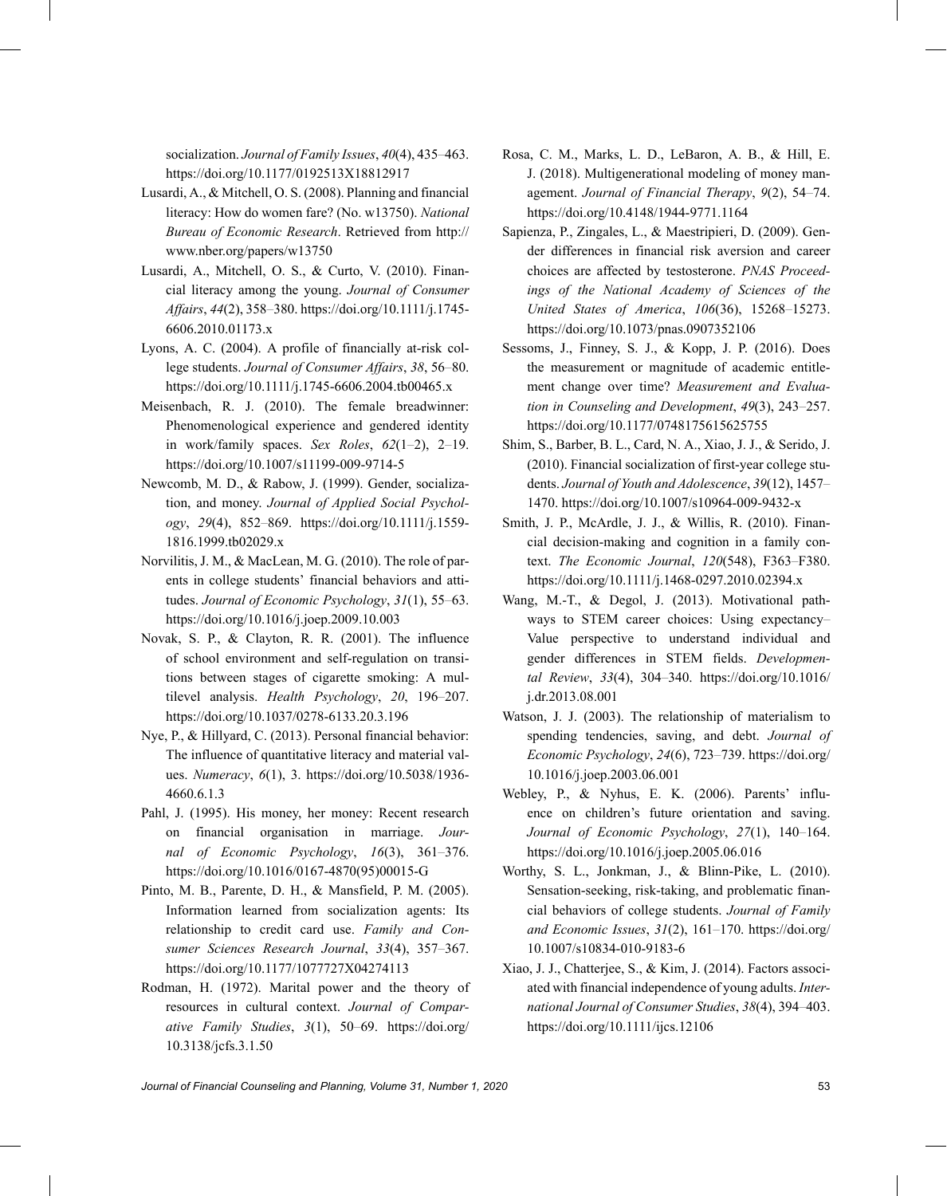socialization. *Journal of Family Issues*, *40*(4), 435–463. https://doi.org/10.1177/0192513X18812917

Lusardi, A., & Mitchell, O. S. (2008). Planning and financial literacy: How do women fare? (No. w13750). *National Bureau of Economic Research*. Retrieved from http://www.nber.org/papers/w13750

Lusardi, A., Mitchell, O. S., & Curto, V. (2010). Financial literacy among the young. *Journal of Consumer Affairs*, *44*(2), 358–380. https://doi.org/10.1111/j.1745-6606.2010.01173.x

Lyons, A. C. (2004). A profile of financially at-risk college students. *Journal of Consumer Affairs*, *38*, 56–80. https://doi.org/10.1111/j.1745-6606.2004.tb00465.x

Meisenbach, R. J. (2010). The female breadwinner: Phenomenological experience and gendered identity in work/family spaces. *Sex Roles*, *62*(1–2), 2–19. https://doi.org/10.1007/s11199-009-9714-5

Newcomb, M. D., & Rabow, J. (1999). Gender, socialization, and money. *Journal of Applied Social Psychology*, *29*(4), 852–869. https://doi.org/10.1111/j.1559-1816.1999.tb02029.x

Norvilitis, J. M., & MacLean, M. G. (2010). The role of parents in college students' financial behaviors and attitudes. *Journal of Economic Psychology*, *31*(1), 55–63. https://doi.org/10.1016/j.joep.2009.10.003

Novak, S. P., & Clayton, R. R. (2001). The influence of school environment and self-regulation on transitions between stages of cigarette smoking: A multilevel analysis. *Health Psychology*, *20*, 196–207. https://doi.org/10.1037/0278-6133.20.3.196

Nye, P., & Hillyard, C. (2013). Personal financial behavior: The influence of quantitative literacy and material values. *Numeracy*, *6*(1), 3. https://doi.org/10.5038/1936-4660.6.1.3

Pahl, J. (1995). His money, her money: Recent research on financial organisation in marriage. *Journal of Economic Psychology*, *16*(3), 361–376. https://doi.org/10.1016/0167-4870(95)00015-G

Pinto, M. B., Parente, D. H., & Mansfield, P. M. (2005). Information learned from socialization agents: Its relationship to credit card use. *Family and Consumer Sciences Research Journal*, *33*(4), 357–367. https://doi.org/10.1177/1077727X04274113

Rodman, H. (1972). Marital power and the theory of resources in cultural context. *Journal of Comparative Family Studies*, *3*(1), 50–69. https://doi.org/10.3138/jcfs.3.1.50

Rosa, C. M., Marks, L. D., LeBaron, A. B., & Hill, E. J. (2018). Multigenerational modeling of money management. *Journal of Financial Therapy*, *9*(2), 54–74. https://doi.org/10.4148/1944-9771.1164

Sapienza, P., Zingales, L., & Maestripieri, D. (2009). Gender differences in financial risk aversion and career choices are affected by testosterone. *PNAS Proceedings of the National Academy of Sciences of the United States of America*, *106*(36), 15268–15273. https://doi.org/10.1073/pnas.0907352106

Sessoms, J., Finney, S. J., & Kopp, J. P. (2016). Does the measurement or magnitude of academic entitlement change over time? *Measurement and Evaluation in Counseling and Development*, *49*(3), 243–257. https://doi.org/10.1177/0748175615625755

Shim, S., Barber, B. L., Card, N. A., Xiao, J. J., & Serido, J. (2010). Financial socialization of first-year college students. *Journal of Youth and Adolescence*, *39*(12), 1457–1470. https://doi.org/10.1007/s10964-009-9432-x

Smith, J. P., McArdle, J. J., & Willis, R. (2010). Financial decision-making and cognition in a family context. *The Economic Journal*, *120*(548), F363–F380. https://doi.org/10.1111/j.1468-0297.2010.02394.x

Wang, M.-T., & Degol, J. (2013). Motivational pathways to STEM career choices: Using expectancy–Value perspective to understand individual and gender differences in STEM fields. *Developmental Review*, *33*(4), 304–340. https://doi.org/10.1016/j.dr.2013.08.001

Watson, J. J. (2003). The relationship of materialism to spending tendencies, saving, and debt. *Journal of Economic Psychology*, *24*(6), 723–739. https://doi.org/10.1016/j.joep.2003.06.001

Webley, P., & Nyhus, E. K. (2006). Parents' influence on children's future orientation and saving. *Journal of Economic Psychology*, *27*(1), 140–164. https://doi.org/10.1016/j.joep.2005.06.016

Worthy, S. L., Jonkman, J., & Blinn-Pike, L. (2010). Sensation-seeking, risk-taking, and problematic financial behaviors of college students. *Journal of Family and Economic Issues*, *31*(2), 161–170. https://doi.org/10.1007/s10834-010-9183-6

Xiao, J. J., Chatterjee, S., & Kim, J. (2014). Factors associated with financial independence of young adults. *International Journal of Consumer Studies*, *38*(4), 394–403. https://doi.org/10.1111/ijcs.12106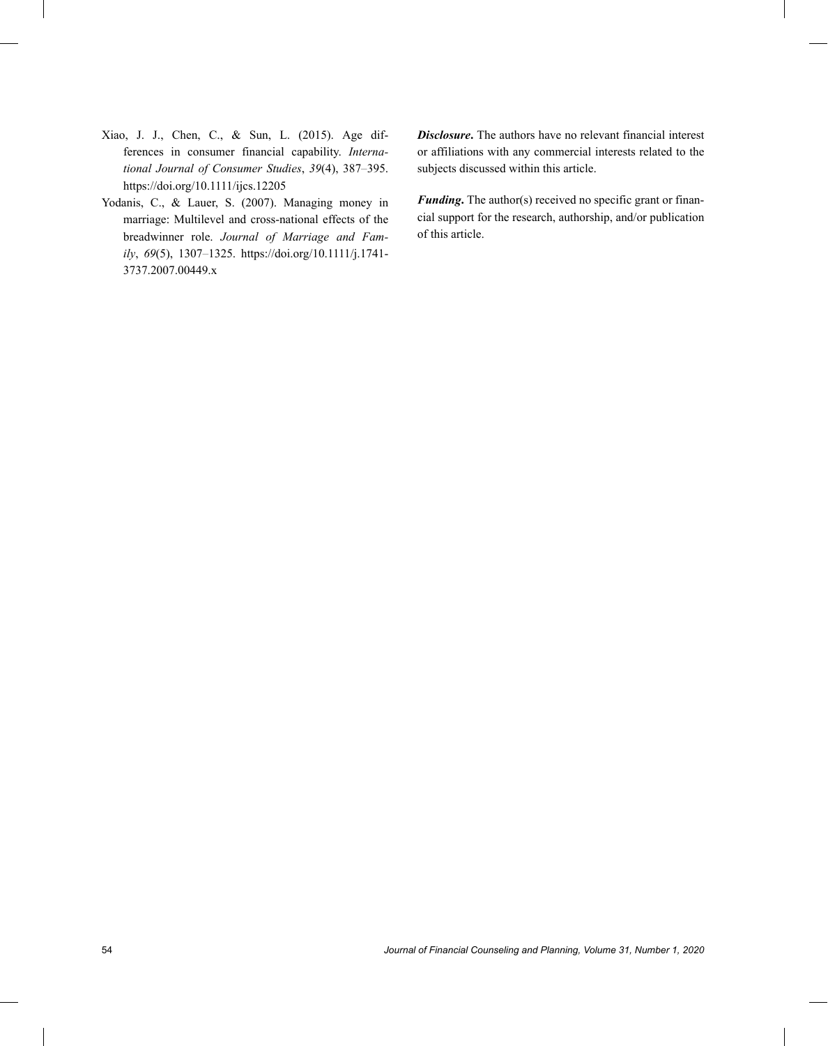Xiao, J. J., Chen, C., & Sun, L. (2015). Age differences in consumer financial capability. *International Journal of Consumer Studies*, *39*(4), 387–395. https://doi.org/10.1111/ijcs.12205

Yodanis, C., & Lauer, S. (2007). Managing money in marriage: Multilevel and cross-national effects of the breadwinner role. *Journal of Marriage and Family*, *69*(5), 1307–1325. https://doi.org/10.1111/j.1741-3737.2007.00449.x

***Disclosure*.** The authors have no relevant financial interest or affiliations with any commercial interests related to the subjects discussed within this article.

***Funding*.** The author(s) received no specific grant or financial support for the research, authorship, and/or publication of this article.